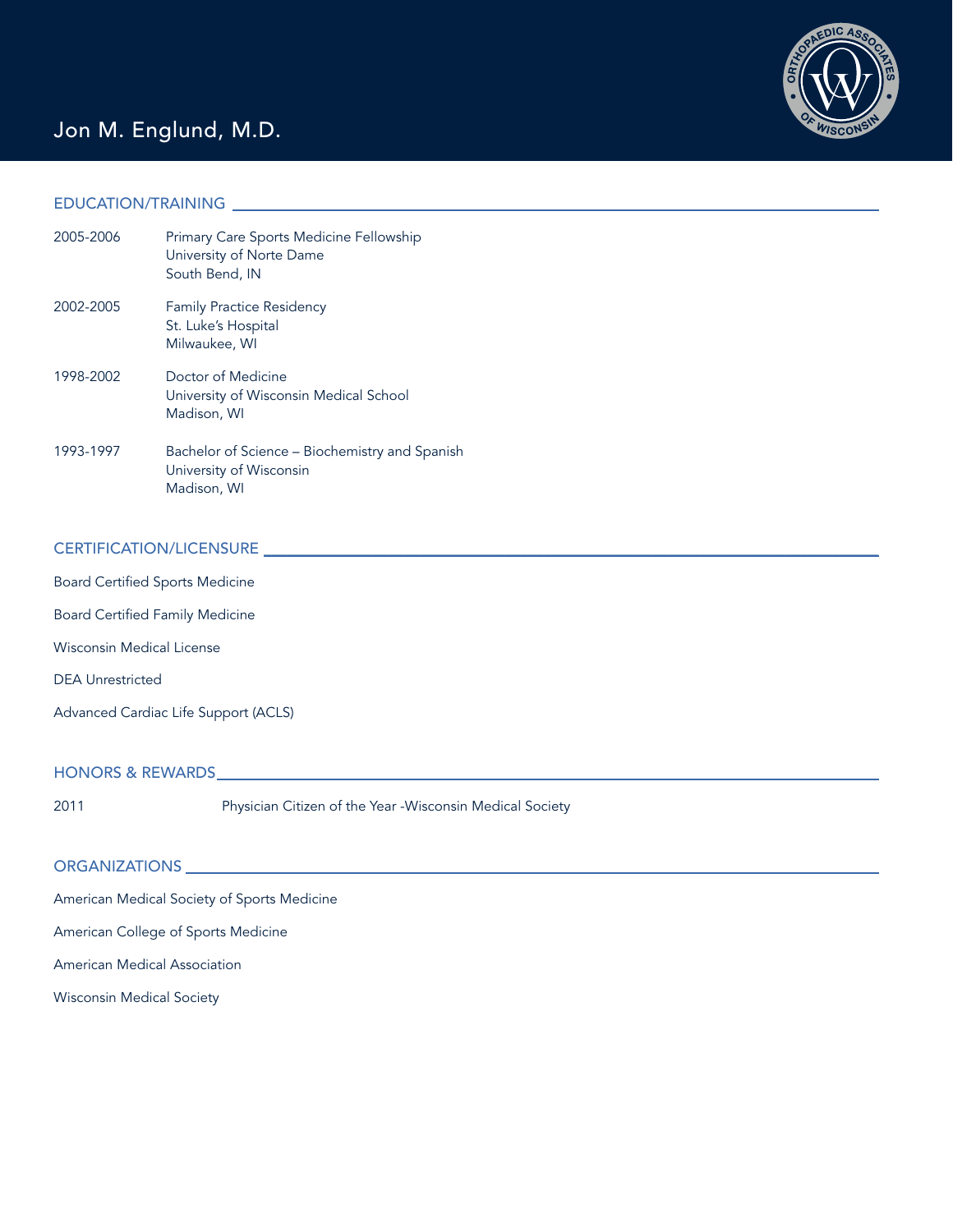# Jon M. Englund, M.D.

## EDUCATION/TRAINING

2005-2006 Primary Care Sports Medicine Fellowship
University of Norte Dame
South Bend, IN

2002-2005 Family Practice Residency
St. Luke's Hospital
Milwaukee, WI

1998-2002 Doctor of Medicine
University of Wisconsin Medical School
Madison, WI

1993-1997 Bachelor of Science – Biochemistry and Spanish
University of Wisconsin
Madison, WI

## CERTIFICATION/LICENSURE

Board Certified Sports Medicine

Board Certified Family Medicine

Wisconsin Medical License

DEA Unrestricted

Advanced Cardiac Life Support (ACLS)

## HONORS & REWARDS

2011 Physician Citizen of the Year -Wisconsin Medical Society

## ORGANIZATIONS

American Medical Society of Sports Medicine

American College of Sports Medicine

American Medical Association

Wisconsin Medical Society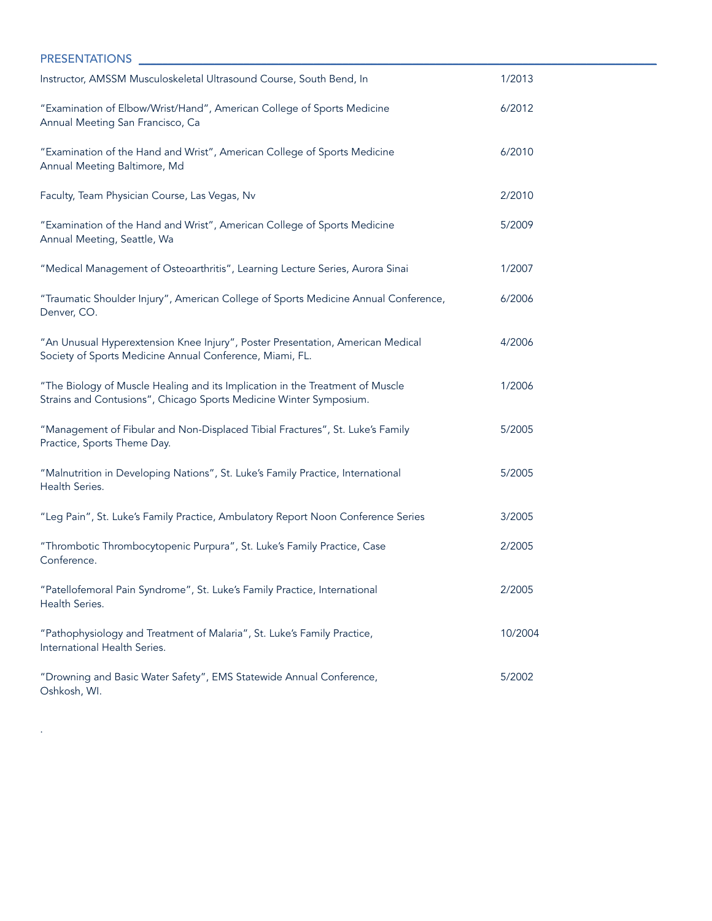## PRESENTATIONS

| | |
|---|---|
| Instructor, AMSSM Musculoskeletal Ultrasound Course, South Bend, In | 1/2013 |
| "Examination of Elbow/Wrist/Hand", American College of Sports Medicine Annual Meeting San Francisco, Ca | 6/2012 |
| "Examination of the Hand and Wrist", American College of Sports Medicine Annual Meeting Baltimore, Md | 6/2010 |
| Faculty, Team Physician Course, Las Vegas, Nv | 2/2010 |
| "Examination of the Hand and Wrist", American College of Sports Medicine Annual Meeting, Seattle, Wa | 5/2009 |
| "Medical Management of Osteoarthritis", Learning Lecture Series, Aurora Sinai | 1/2007 |
| "Traumatic Shoulder Injury", American College of Sports Medicine Annual Conference, Denver, CO. | 6/2006 |
| "An Unusual Hyperextension Knee Injury", Poster Presentation, American Medical Society of Sports Medicine Annual Conference, Miami, FL. | 4/2006 |
| "The Biology of Muscle Healing and its Implication in the Treatment of Muscle Strains and Contusions", Chicago Sports Medicine Winter Symposium. | 1/2006 |
| "Management of Fibular and Non-Displaced Tibial Fractures", St. Luke's Family Practice, Sports Theme Day. | 5/2005 |
| "Malnutrition in Developing Nations", St. Luke's Family Practice, International Health Series. | 5/2005 |
| "Leg Pain", St. Luke's Family Practice, Ambulatory Report Noon Conference Series | 3/2005 |
| "Thrombotic Thrombocytopenic Purpura", St. Luke's Family Practice, Case Conference. | 2/2005 |
| "Patellofemoral Pain Syndrome", St. Luke's Family Practice, International Health Series. | 2/2005 |
| "Pathophysiology and Treatment of Malaria", St. Luke's Family Practice, International Health Series. | 10/2004 |
| "Drowning and Basic Water Safety", EMS Statewide Annual Conference, Oshkosh, WI. | 5/2002 |